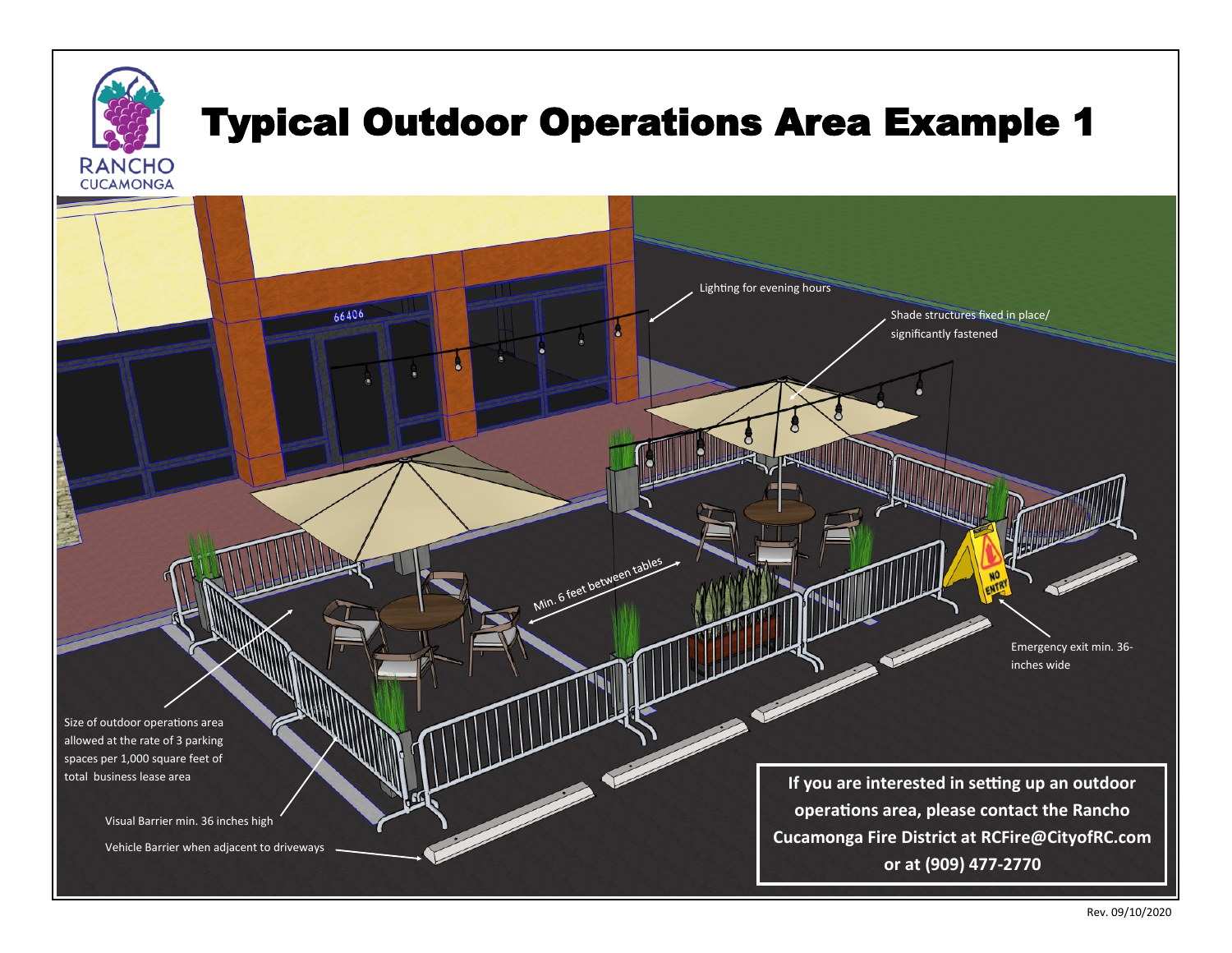RANCHO CUCAMONGA

# Typical Outdoor Operations Area Example 1

Lighting for evening hours

Shade structures fixed in place/ significantly fastened

Min. 6 feet between tables

Emergency exit min. 36-inches wide

Size of outdoor operations area allowed at the rate of 3 parking spaces per 1,000 square feet of total business lease area

Visual Barrier min. 36 inches high

Vehicle Barrier when adjacent to driveways

**If you are interested in setting up an outdoor operations area, please contact the Rancho Cucamonga Fire District at RCFire@CityofRC.com or at (909) 477-2770**

Rev. 09/10/2020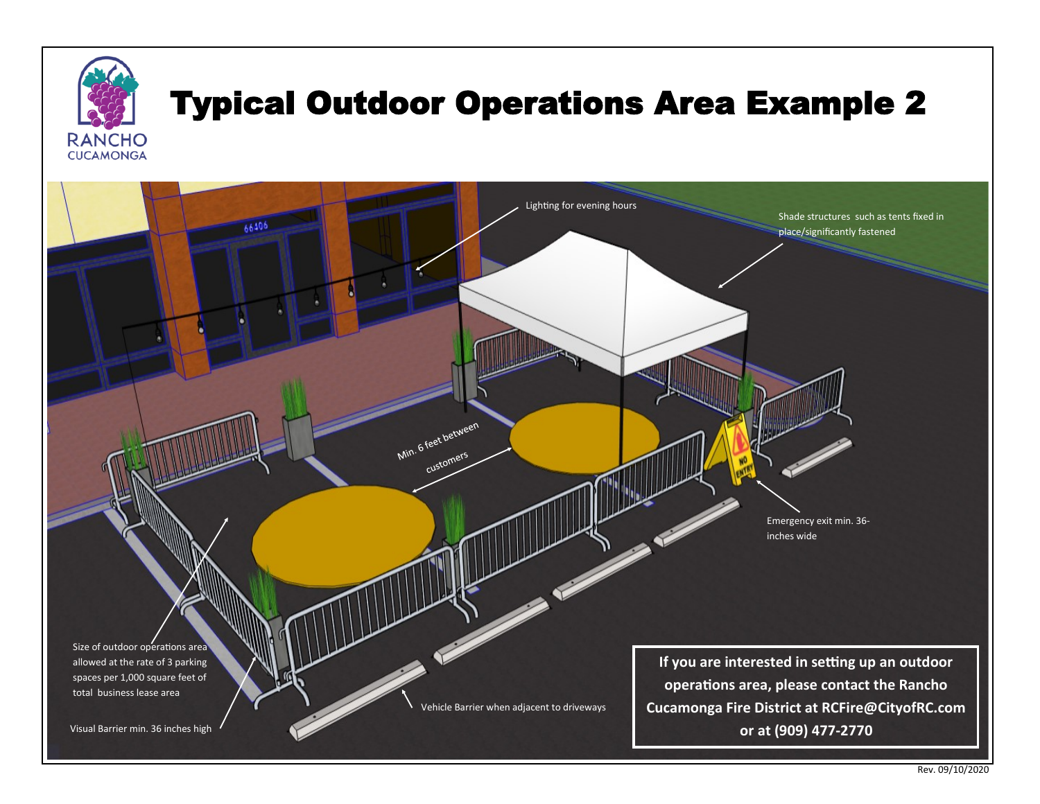# Typical Outdoor Operations Area Example 2

Lighting for evening hours

Shade structures such as tents fixed in place/significantly fastened

Min. 6 feet between customers

Emergency exit min. 36-inches wide

Size of outdoor operations area allowed at the rate of 3 parking spaces per 1,000 square feet of total business lease area

Visual Barrier min. 36 inches high

Vehicle Barrier when adjacent to driveways

**If you are interested in setting up an outdoor operations area, please contact the Rancho Cucamonga Fire District at RCFire@CityofRC.com or at (909) 477-2770**

Rev. 09/10/2020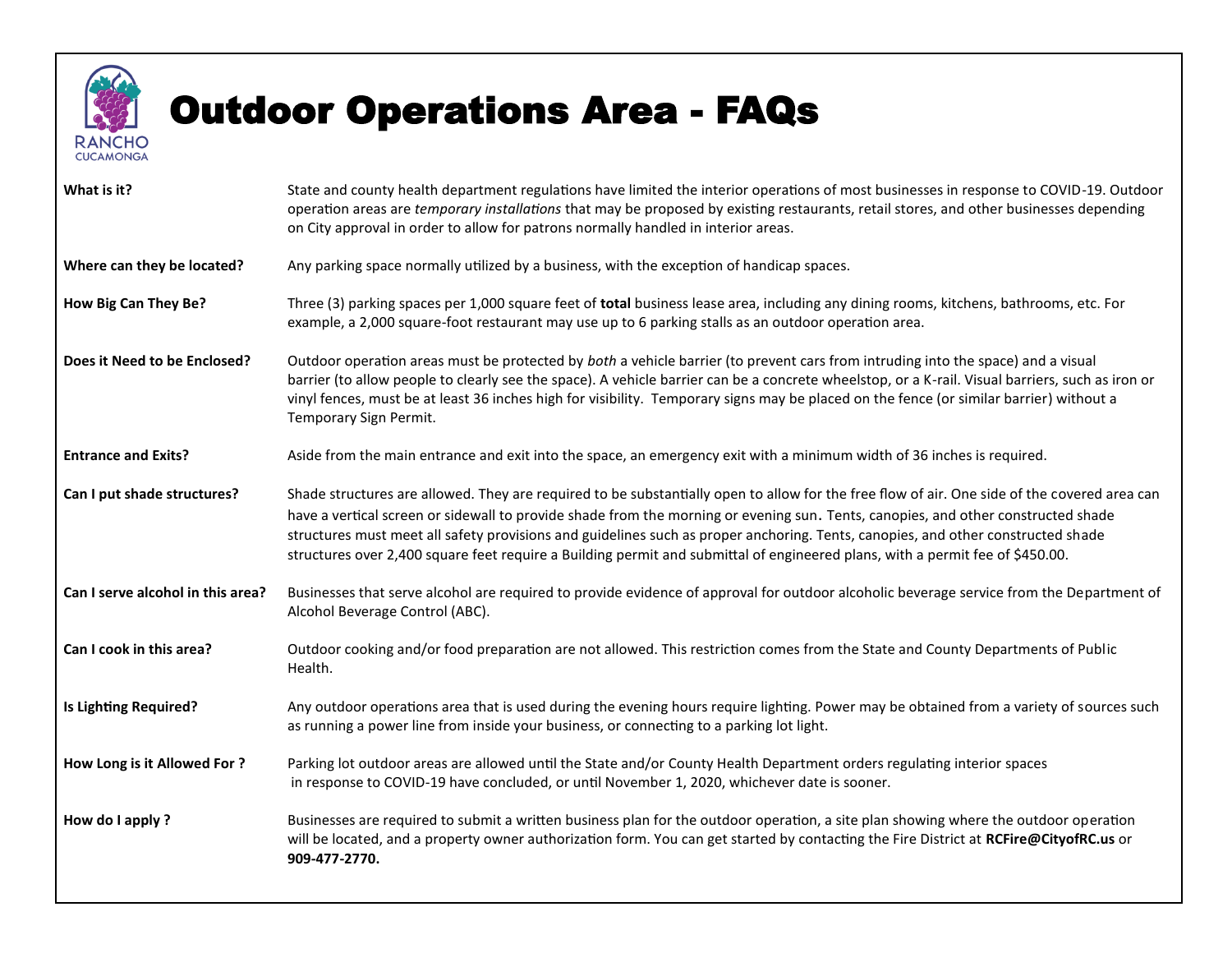# Outdoor Operations Area - FAQs

RANCHO CUCAMONGA

| | |
|---|---|
| **What is it?** | State and county health department regulations have limited the interior operations of most businesses in response to COVID-19. Outdoor operation areas are *temporary installations* that may be proposed by existing restaurants, retail stores, and other businesses depending on City approval in order to allow for patrons normally handled in interior areas. |
| **Where can they be located?** | Any parking space normally utilized by a business, with the exception of handicap spaces. |
| **How Big Can They Be?** | Three (3) parking spaces per 1,000 square feet of **total** business lease area, including any dining rooms, kitchens, bathrooms, etc. For example, a 2,000 square-foot restaurant may use up to 6 parking stalls as an outdoor operation area. |
| **Does it Need to be Enclosed?** | Outdoor operation areas must be protected by *both* a vehicle barrier (to prevent cars from intruding into the space) and a visual barrier (to allow people to clearly see the space). A vehicle barrier can be a concrete wheelstop, or a K-rail. Visual barriers, such as iron or vinyl fences, must be at least 36 inches high for visibility. Temporary signs may be placed on the fence (or similar barrier) without a Temporary Sign Permit. |
| **Entrance and Exits?** | Aside from the main entrance and exit into the space, an emergency exit with a minimum width of 36 inches is required. |
| **Can I put shade structures?** | Shade structures are allowed. They are required to be substantially open to allow for the free flow of air. One side of the covered area can have a vertical screen or sidewall to provide shade from the morning or evening sun. Tents, canopies, and other constructed shade structures must meet all safety provisions and guidelines such as proper anchoring. Tents, canopies, and other constructed shade structures over 2,400 square feet require a Building permit and submittal of engineered plans, with a permit fee of $450.00. |
| **Can I serve alcohol in this area?** | Businesses that serve alcohol are required to provide evidence of approval for outdoor alcoholic beverage service from the Department of Alcohol Beverage Control (ABC). |
| **Can I cook in this area?** | Outdoor cooking and/or food preparation are not allowed. This restriction comes from the State and County Departments of Public Health. |
| **Is Lighting Required?** | Any outdoor operations area that is used during the evening hours require lighting. Power may be obtained from a variety of sources such as running a power line from inside your business, or connecting to a parking lot light. |
| **How Long is it Allowed For ?** | Parking lot outdoor areas are allowed until the State and/or County Health Department orders regulating interior spaces in response to COVID-19 have concluded, or until November 1, 2020, whichever date is sooner. |
| **How do I apply ?** | Businesses are required to submit a written business plan for the outdoor operation, a site plan showing where the outdoor operation will be located, and a property owner authorization form. You can get started by contacting the Fire District at **RCFire@CityofRC.us** or **909-477-2770.** |